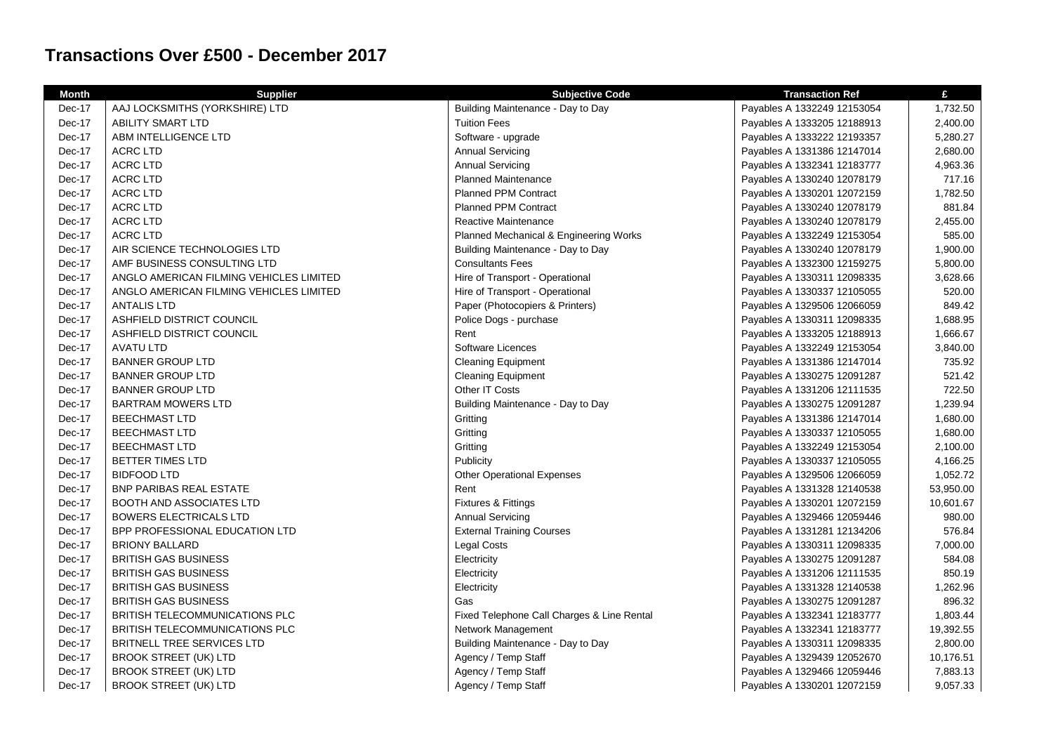# Transactions Over £500 - December 2017

| Month | Supplier | Subjective Code | Transaction Ref | £ |
|---|---|---|---|---|
| Dec-17 | AAJ LOCKSMITHS (YORKSHIRE) LTD | Building Maintenance - Day to Day | Payables A 1332249 12153054 | 1,732.50 |
| Dec-17 | ABILITY SMART LTD | Tuition Fees | Payables A 1333205 12188913 | 2,400.00 |
| Dec-17 | ABM INTELLIGENCE LTD | Software - upgrade | Payables A 1333222 12193357 | 5,280.27 |
| Dec-17 | ACRC LTD | Annual Servicing | Payables A 1331386 12147014 | 2,680.00 |
| Dec-17 | ACRC LTD | Annual Servicing | Payables A 1332341 12183777 | 4,963.36 |
| Dec-17 | ACRC LTD | Planned Maintenance | Payables A 1330240 12078179 | 717.16 |
| Dec-17 | ACRC LTD | Planned PPM Contract | Payables A 1330201 12072159 | 1,782.50 |
| Dec-17 | ACRC LTD | Planned PPM Contract | Payables A 1330240 12078179 | 881.84 |
| Dec-17 | ACRC LTD | Reactive Maintenance | Payables A 1330240 12078179 | 2,455.00 |
| Dec-17 | ACRC LTD | Planned Mechanical & Engineering Works | Payables A 1332249 12153054 | 585.00 |
| Dec-17 | AIR SCIENCE TECHNOLOGIES LTD | Building Maintenance - Day to Day | Payables A 1330240 12078179 | 1,900.00 |
| Dec-17 | AMF BUSINESS CONSULTING LTD | Consultants Fees | Payables A 1332300 12159275 | 5,800.00 |
| Dec-17 | ANGLO AMERICAN FILMING VEHICLES LIMITED | Hire of Transport - Operational | Payables A 1330311 12098335 | 3,628.66 |
| Dec-17 | ANGLO AMERICAN FILMING VEHICLES LIMITED | Hire of Transport - Operational | Payables A 1330337 12105055 | 520.00 |
| Dec-17 | ANTALIS LTD | Paper (Photocopiers & Printers) | Payables A 1329506 12066059 | 849.42 |
| Dec-17 | ASHFIELD DISTRICT COUNCIL | Police Dogs - purchase | Payables A 1330311 12098335 | 1,688.95 |
| Dec-17 | ASHFIELD DISTRICT COUNCIL | Rent | Payables A 1333205 12188913 | 1,666.67 |
| Dec-17 | AVATU LTD | Software Licences | Payables A 1332249 12153054 | 3,840.00 |
| Dec-17 | BANNER GROUP LTD | Cleaning Equipment | Payables A 1331386 12147014 | 735.92 |
| Dec-17 | BANNER GROUP LTD | Cleaning Equipment | Payables A 1330275 12091287 | 521.42 |
| Dec-17 | BANNER GROUP LTD | Other IT Costs | Payables A 1331206 12111535 | 722.50 |
| Dec-17 | BARTRAM MOWERS LTD | Building Maintenance - Day to Day | Payables A 1330275 12091287 | 1,239.94 |
| Dec-17 | BEECHMAST LTD | Gritting | Payables A 1331386 12147014 | 1,680.00 |
| Dec-17 | BEECHMAST LTD | Gritting | Payables A 1330337 12105055 | 1,680.00 |
| Dec-17 | BEECHMAST LTD | Gritting | Payables A 1332249 12153054 | 2,100.00 |
| Dec-17 | BETTER TIMES LTD | Publicity | Payables A 1330337 12105055 | 4,166.25 |
| Dec-17 | BIDFOOD LTD | Other Operational Expenses | Payables A 1329506 12066059 | 1,052.72 |
| Dec-17 | BNP PARIBAS REAL ESTATE | Rent | Payables A 1331328 12140538 | 53,950.00 |
| Dec-17 | BOOTH AND ASSOCIATES LTD | Fixtures & Fittings | Payables A 1330201 12072159 | 10,601.67 |
| Dec-17 | BOWERS ELECTRICALS LTD | Annual Servicing | Payables A 1329466 12059446 | 980.00 |
| Dec-17 | BPP PROFESSIONAL EDUCATION LTD | External Training Courses | Payables A 1331281 12134206 | 576.84 |
| Dec-17 | BRIONY BALLARD | Legal Costs | Payables A 1330311 12098335 | 7,000.00 |
| Dec-17 | BRITISH GAS BUSINESS | Electricity | Payables A 1330275 12091287 | 584.08 |
| Dec-17 | BRITISH GAS BUSINESS | Electricity | Payables A 1331206 12111535 | 850.19 |
| Dec-17 | BRITISH GAS BUSINESS | Electricity | Payables A 1331328 12140538 | 1,262.96 |
| Dec-17 | BRITISH GAS BUSINESS | Gas | Payables A 1330275 12091287 | 896.32 |
| Dec-17 | BRITISH TELECOMMUNICATIONS PLC | Fixed Telephone Call Charges & Line Rental | Payables A 1332341 12183777 | 1,803.44 |
| Dec-17 | BRITISH TELECOMMUNICATIONS PLC | Network Management | Payables A 1332341 12183777 | 19,392.55 |
| Dec-17 | BRITNELL TREE SERVICES LTD | Building Maintenance - Day to Day | Payables A 1330311 12098335 | 2,800.00 |
| Dec-17 | BROOK STREET (UK) LTD | Agency / Temp Staff | Payables A 1329439 12052670 | 10,176.51 |
| Dec-17 | BROOK STREET (UK) LTD | Agency / Temp Staff | Payables A 1329466 12059446 | 7,883.13 |
| Dec-17 | BROOK STREET (UK) LTD | Agency / Temp Staff | Payables A 1330201 12072159 | 9,057.33 |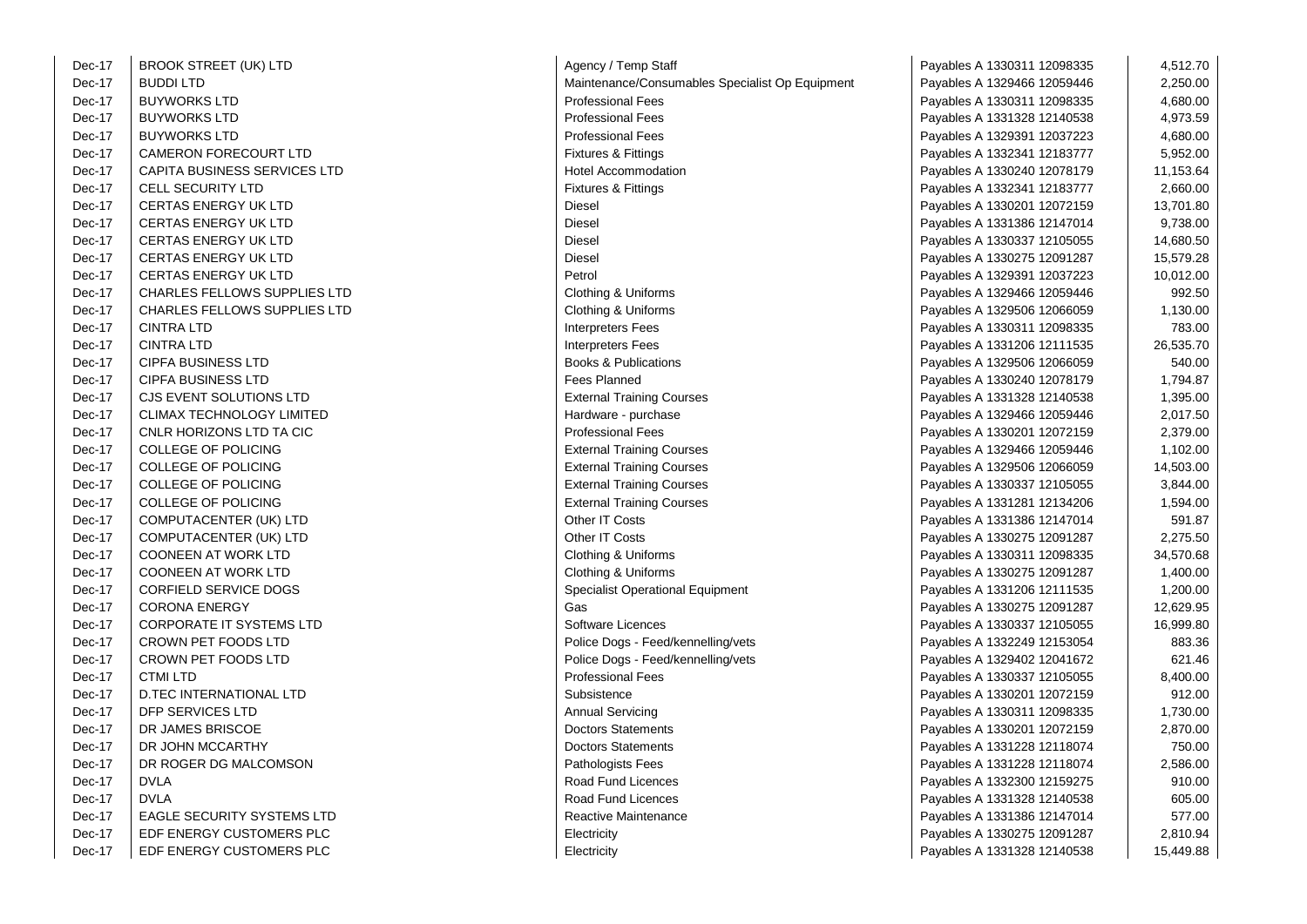| | | | | |
|---|---|---|---|---|
| Dec-17 | BROOK STREET (UK) LTD | Agency / Temp Staff | Payables A 1330311 12098335 | 4,512.70 |
| Dec-17 | BUDDI LTD | Maintenance/Consumables Specialist Op Equipment | Payables A 1329466 12059446 | 2,250.00 |
| Dec-17 | BUYWORKS LTD | Professional Fees | Payables A 1330311 12098335 | 4,680.00 |
| Dec-17 | BUYWORKS LTD | Professional Fees | Payables A 1331328 12140538 | 4,973.59 |
| Dec-17 | BUYWORKS LTD | Professional Fees | Payables A 1329391 12037223 | 4,680.00 |
| Dec-17 | CAMERON FORECOURT LTD | Fixtures & Fittings | Payables A 1332341 12183777 | 5,952.00 |
| Dec-17 | CAPITA BUSINESS SERVICES LTD | Hotel Accommodation | Payables A 1330240 12078179 | 11,153.64 |
| Dec-17 | CELL SECURITY LTD | Fixtures & Fittings | Payables A 1332341 12183777 | 2,660.00 |
| Dec-17 | CERTAS ENERGY UK LTD | Diesel | Payables A 1330201 12072159 | 13,701.80 |
| Dec-17 | CERTAS ENERGY UK LTD | Diesel | Payables A 1331386 12147014 | 9,738.00 |
| Dec-17 | CERTAS ENERGY UK LTD | Diesel | Payables A 1330337 12105055 | 14,680.50 |
| Dec-17 | CERTAS ENERGY UK LTD | Diesel | Payables A 1330275 12091287 | 15,579.28 |
| Dec-17 | CERTAS ENERGY UK LTD | Petrol | Payables A 1329391 12037223 | 10,012.00 |
| Dec-17 | CHARLES FELLOWS SUPPLIES LTD | Clothing & Uniforms | Payables A 1329466 12059446 | 992.50 |
| Dec-17 | CHARLES FELLOWS SUPPLIES LTD | Clothing & Uniforms | Payables A 1329506 12066059 | 1,130.00 |
| Dec-17 | CINTRA LTD | Interpreters Fees | Payables A 1330311 12098335 | 783.00 |
| Dec-17 | CINTRA LTD | Interpreters Fees | Payables A 1331206 12111535 | 26,535.70 |
| Dec-17 | CIPFA BUSINESS LTD | Books & Publications | Payables A 1329506 12066059 | 540.00 |
| Dec-17 | CIPFA BUSINESS LTD | Fees Planned | Payables A 1330240 12078179 | 1,794.87 |
| Dec-17 | CJS EVENT SOLUTIONS LTD | External Training Courses | Payables A 1331328 12140538 | 1,395.00 |
| Dec-17 | CLIMAX TECHNOLOGY LIMITED | Hardware - purchase | Payables A 1329466 12059446 | 2,017.50 |
| Dec-17 | CNLR HORIZONS LTD TA CIC | Professional Fees | Payables A 1330201 12072159 | 2,379.00 |
| Dec-17 | COLLEGE OF POLICING | External Training Courses | Payables A 1329466 12059446 | 1,102.00 |
| Dec-17 | COLLEGE OF POLICING | External Training Courses | Payables A 1329506 12066059 | 14,503.00 |
| Dec-17 | COLLEGE OF POLICING | External Training Courses | Payables A 1330337 12105055 | 3,844.00 |
| Dec-17 | COLLEGE OF POLICING | External Training Courses | Payables A 1331281 12134206 | 1,594.00 |
| Dec-17 | COMPUTACENTER (UK) LTD | Other IT Costs | Payables A 1331386 12147014 | 591.87 |
| Dec-17 | COMPUTACENTER (UK) LTD | Other IT Costs | Payables A 1330275 12091287 | 2,275.50 |
| Dec-17 | COONEEN AT WORK LTD | Clothing & Uniforms | Payables A 1330311 12098335 | 34,570.68 |
| Dec-17 | COONEEN AT WORK LTD | Clothing & Uniforms | Payables A 1330275 12091287 | 1,400.00 |
| Dec-17 | CORFIELD SERVICE DOGS | Specialist Operational Equipment | Payables A 1331206 12111535 | 1,200.00 |
| Dec-17 | CORONA ENERGY | Gas | Payables A 1330275 12091287 | 12,629.95 |
| Dec-17 | CORPORATE IT SYSTEMS LTD | Software Licences | Payables A 1330337 12105055 | 16,999.80 |
| Dec-17 | CROWN PET FOODS LTD | Police Dogs - Feed/kennelling/vets | Payables A 1332249 12153054 | 883.36 |
| Dec-17 | CROWN PET FOODS LTD | Police Dogs - Feed/kennelling/vets | Payables A 1329402 12041672 | 621.46 |
| Dec-17 | CTMI LTD | Professional Fees | Payables A 1330337 12105055 | 8,400.00 |
| Dec-17 | D.TEC INTERNATIONAL LTD | Subsistence | Payables A 1330201 12072159 | 912.00 |
| Dec-17 | DFP SERVICES LTD | Annual Servicing | Payables A 1330311 12098335 | 1,730.00 |
| Dec-17 | DR JAMES BRISCOE | Doctors Statements | Payables A 1330201 12072159 | 2,870.00 |
| Dec-17 | DR JOHN MCCARTHY | Doctors Statements | Payables A 1331228 12118074 | 750.00 |
| Dec-17 | DR ROGER DG MALCOMSON | Pathologists Fees | Payables A 1331228 12118074 | 2,586.00 |
| Dec-17 | DVLA | Road Fund Licences | Payables A 1332300 12159275 | 910.00 |
| Dec-17 | DVLA | Road Fund Licences | Payables A 1331328 12140538 | 605.00 |
| Dec-17 | EAGLE SECURITY SYSTEMS LTD | Reactive Maintenance | Payables A 1331386 12147014 | 577.00 |
| Dec-17 | EDF ENERGY CUSTOMERS PLC | Electricity | Payables A 1330275 12091287 | 2,810.94 |
| Dec-17 | EDF ENERGY CUSTOMERS PLC | Electricity | Payables A 1331328 12140538 | 15,449.88 |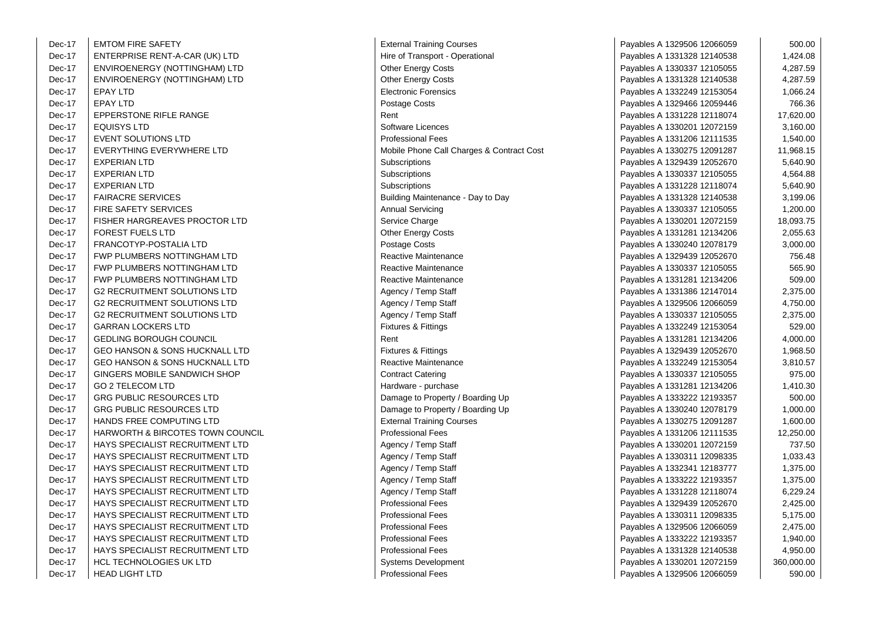| | | | | |
|---|---|---|---|---|
| Dec-17 | EMTOM FIRE SAFETY | External Training Courses | Payables A 1329506 12066059 | 500.00 |
| Dec-17 | ENTERPRISE RENT-A-CAR (UK) LTD | Hire of Transport - Operational | Payables A 1331328 12140538 | 1,424.08 |
| Dec-17 | ENVIROENERGY (NOTTINGHAM) LTD | Other Energy Costs | Payables A 1330337 12105055 | 4,287.59 |
| Dec-17 | ENVIROENERGY (NOTTINGHAM) LTD | Other Energy Costs | Payables A 1331328 12140538 | 4,287.59 |
| Dec-17 | EPAY LTD | Electronic Forensics | Payables A 1332249 12153054 | 1,066.24 |
| Dec-17 | EPAY LTD | Postage Costs | Payables A 1329466 12059446 | 766.36 |
| Dec-17 | EPPERSTONE RIFLE RANGE | Rent | Payables A 1331228 12118074 | 17,620.00 |
| Dec-17 | EQUISYS LTD | Software Licences | Payables A 1330201 12072159 | 3,160.00 |
| Dec-17 | EVENT SOLUTIONS LTD | Professional Fees | Payables A 1331206 12111535 | 1,540.00 |
| Dec-17 | EVERYTHING EVERYWHERE LTD | Mobile Phone Call Charges & Contract Cost | Payables A 1330275 12091287 | 11,968.15 |
| Dec-17 | EXPERIAN LTD | Subscriptions | Payables A 1329439 12052670 | 5,640.90 |
| Dec-17 | EXPERIAN LTD | Subscriptions | Payables A 1330337 12105055 | 4,564.88 |
| Dec-17 | EXPERIAN LTD | Subscriptions | Payables A 1331228 12118074 | 5,640.90 |
| Dec-17 | FAIRACRE SERVICES | Building Maintenance - Day to Day | Payables A 1331328 12140538 | 3,199.06 |
| Dec-17 | FIRE SAFETY SERVICES | Annual Servicing | Payables A 1330337 12105055 | 1,200.00 |
| Dec-17 | FISHER HARGREAVES PROCTOR LTD | Service Charge | Payables A 1330201 12072159 | 18,093.75 |
| Dec-17 | FOREST FUELS LTD | Other Energy Costs | Payables A 1331281 12134206 | 2,055.63 |
| Dec-17 | FRANCOTYP-POSTALIA LTD | Postage Costs | Payables A 1330240 12078179 | 3,000.00 |
| Dec-17 | FWP PLUMBERS NOTTINGHAM LTD | Reactive Maintenance | Payables A 1329439 12052670 | 756.48 |
| Dec-17 | FWP PLUMBERS NOTTINGHAM LTD | Reactive Maintenance | Payables A 1330337 12105055 | 565.90 |
| Dec-17 | FWP PLUMBERS NOTTINGHAM LTD | Reactive Maintenance | Payables A 1331281 12134206 | 509.00 |
| Dec-17 | G2 RECRUITMENT SOLUTIONS LTD | Agency / Temp Staff | Payables A 1331386 12147014 | 2,375.00 |
| Dec-17 | G2 RECRUITMENT SOLUTIONS LTD | Agency / Temp Staff | Payables A 1329506 12066059 | 4,750.00 |
| Dec-17 | G2 RECRUITMENT SOLUTIONS LTD | Agency / Temp Staff | Payables A 1330337 12105055 | 2,375.00 |
| Dec-17 | GARRAN LOCKERS LTD | Fixtures & Fittings | Payables A 1332249 12153054 | 529.00 |
| Dec-17 | GEDLING BOROUGH COUNCIL | Rent | Payables A 1331281 12134206 | 4,000.00 |
| Dec-17 | GEO HANSON & SONS HUCKNALL LTD | Fixtures & Fittings | Payables A 1329439 12052670 | 1,968.50 |
| Dec-17 | GEO HANSON & SONS HUCKNALL LTD | Reactive Maintenance | Payables A 1332249 12153054 | 3,810.57 |
| Dec-17 | GINGERS MOBILE SANDWICH SHOP | Contract Catering | Payables A 1330337 12105055 | 975.00 |
| Dec-17 | GO 2 TELECOM LTD | Hardware - purchase | Payables A 1331281 12134206 | 1,410.30 |
| Dec-17 | GRG PUBLIC RESOURCES LTD | Damage to Property / Boarding Up | Payables A 1333222 12193357 | 500.00 |
| Dec-17 | GRG PUBLIC RESOURCES LTD | Damage to Property / Boarding Up | Payables A 1330240 12078179 | 1,000.00 |
| Dec-17 | HANDS FREE COMPUTING LTD | External Training Courses | Payables A 1330275 12091287 | 1,600.00 |
| Dec-17 | HARWORTH & BIRCOTES TOWN COUNCIL | Professional Fees | Payables A 1331206 12111535 | 12,250.00 |
| Dec-17 | HAYS SPECIALIST RECRUITMENT LTD | Agency / Temp Staff | Payables A 1330201 12072159 | 737.50 |
| Dec-17 | HAYS SPECIALIST RECRUITMENT LTD | Agency / Temp Staff | Payables A 1330311 12098335 | 1,033.43 |
| Dec-17 | HAYS SPECIALIST RECRUITMENT LTD | Agency / Temp Staff | Payables A 1332341 12183777 | 1,375.00 |
| Dec-17 | HAYS SPECIALIST RECRUITMENT LTD | Agency / Temp Staff | Payables A 1333222 12193357 | 1,375.00 |
| Dec-17 | HAYS SPECIALIST RECRUITMENT LTD | Agency / Temp Staff | Payables A 1331228 12118074 | 6,229.24 |
| Dec-17 | HAYS SPECIALIST RECRUITMENT LTD | Professional Fees | Payables A 1329439 12052670 | 2,425.00 |
| Dec-17 | HAYS SPECIALIST RECRUITMENT LTD | Professional Fees | Payables A 1330311 12098335 | 5,175.00 |
| Dec-17 | HAYS SPECIALIST RECRUITMENT LTD | Professional Fees | Payables A 1329506 12066059 | 2,475.00 |
| Dec-17 | HAYS SPECIALIST RECRUITMENT LTD | Professional Fees | Payables A 1333222 12193357 | 1,940.00 |
| Dec-17 | HAYS SPECIALIST RECRUITMENT LTD | Professional Fees | Payables A 1331328 12140538 | 4,950.00 |
| Dec-17 | HCL TECHNOLOGIES UK LTD | Systems Development | Payables A 1330201 12072159 | 360,000.00 |
| Dec-17 | HEAD LIGHT LTD | Professional Fees | Payables A 1329506 12066059 | 590.00 |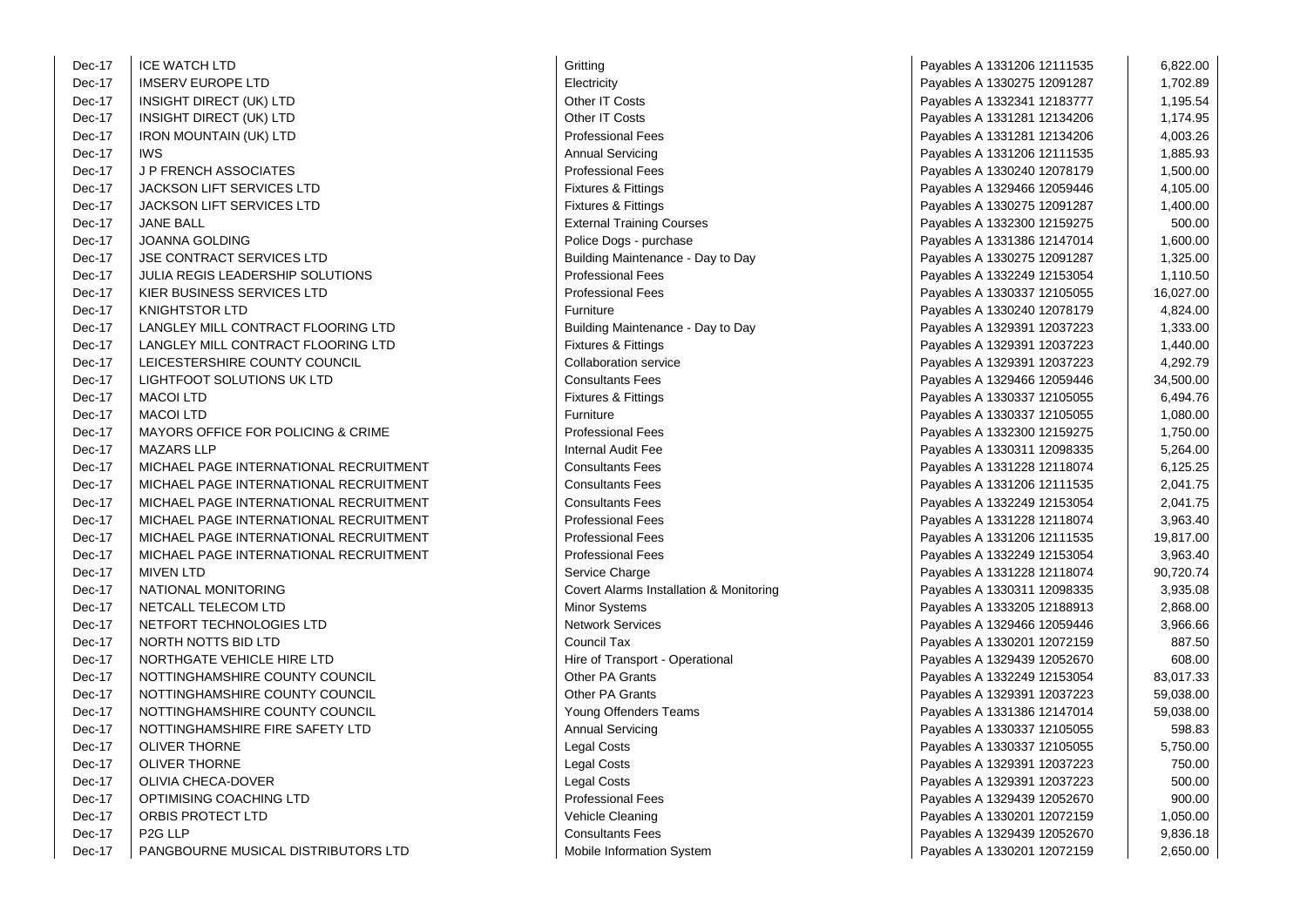| Dec-17 | ICE WATCH LTD | Gritting | Payables A 1331206 12111535 | 6,822.00 |
|---|---|---|---|---|
| Dec-17 | IMSERV EUROPE LTD | Electricity | Payables A 1330275 12091287 | 1,702.89 |
| Dec-17 | INSIGHT DIRECT (UK) LTD | Other IT Costs | Payables A 1332341 12183777 | 1,195.54 |
| Dec-17 | INSIGHT DIRECT (UK) LTD | Other IT Costs | Payables A 1331281 12134206 | 1,174.95 |
| Dec-17 | IRON MOUNTAIN (UK) LTD | Professional Fees | Payables A 1331281 12134206 | 4,003.26 |
| Dec-17 | IWS | Annual Servicing | Payables A 1331206 12111535 | 1,885.93 |
| Dec-17 | J P FRENCH ASSOCIATES | Professional Fees | Payables A 1330240 12078179 | 1,500.00 |
| Dec-17 | JACKSON LIFT SERVICES LTD | Fixtures & Fittings | Payables A 1329466 12059446 | 4,105.00 |
| Dec-17 | JACKSON LIFT SERVICES LTD | Fixtures & Fittings | Payables A 1330275 12091287 | 1,400.00 |
| Dec-17 | JANE BALL | External Training Courses | Payables A 1332300 12159275 | 500.00 |
| Dec-17 | JOANNA GOLDING | Police Dogs - purchase | Payables A 1331386 12147014 | 1,600.00 |
| Dec-17 | JSE CONTRACT SERVICES LTD | Building Maintenance - Day to Day | Payables A 1330275 12091287 | 1,325.00 |
| Dec-17 | JULIA REGIS LEADERSHIP SOLUTIONS | Professional Fees | Payables A 1332249 12153054 | 1,110.50 |
| Dec-17 | KIER BUSINESS SERVICES LTD | Professional Fees | Payables A 1330337 12105055 | 16,027.00 |
| Dec-17 | KNIGHTSTOR LTD | Furniture | Payables A 1330240 12078179 | 4,824.00 |
| Dec-17 | LANGLEY MILL CONTRACT FLOORING LTD | Building Maintenance - Day to Day | Payables A 1329391 12037223 | 1,333.00 |
| Dec-17 | LANGLEY MILL CONTRACT FLOORING LTD | Fixtures & Fittings | Payables A 1329391 12037223 | 1,440.00 |
| Dec-17 | LEICESTERSHIRE COUNTY COUNCIL | Collaboration service | Payables A 1329391 12037223 | 4,292.79 |
| Dec-17 | LIGHTFOOT SOLUTIONS UK LTD | Consultants Fees | Payables A 1329466 12059446 | 34,500.00 |
| Dec-17 | MACOI LTD | Fixtures & Fittings | Payables A 1330337 12105055 | 6,494.76 |
| Dec-17 | MACOI LTD | Furniture | Payables A 1330337 12105055 | 1,080.00 |
| Dec-17 | MAYORS OFFICE FOR POLICING & CRIME | Professional Fees | Payables A 1332300 12159275 | 1,750.00 |
| Dec-17 | MAZARS LLP | Internal Audit Fee | Payables A 1330311 12098335 | 5,264.00 |
| Dec-17 | MICHAEL PAGE INTERNATIONAL RECRUITMENT | Consultants Fees | Payables A 1331228 12118074 | 6,125.25 |
| Dec-17 | MICHAEL PAGE INTERNATIONAL RECRUITMENT | Consultants Fees | Payables A 1331206 12111535 | 2,041.75 |
| Dec-17 | MICHAEL PAGE INTERNATIONAL RECRUITMENT | Consultants Fees | Payables A 1332249 12153054 | 2,041.75 |
| Dec-17 | MICHAEL PAGE INTERNATIONAL RECRUITMENT | Professional Fees | Payables A 1331228 12118074 | 3,963.40 |
| Dec-17 | MICHAEL PAGE INTERNATIONAL RECRUITMENT | Professional Fees | Payables A 1331206 12111535 | 19,817.00 |
| Dec-17 | MICHAEL PAGE INTERNATIONAL RECRUITMENT | Professional Fees | Payables A 1332249 12153054 | 3,963.40 |
| Dec-17 | MIVEN LTD | Service Charge | Payables A 1331228 12118074 | 90,720.74 |
| Dec-17 | NATIONAL MONITORING | Covert Alarms Installation & Monitoring | Payables A 1330311 12098335 | 3,935.08 |
| Dec-17 | NETCALL TELECOM LTD | Minor Systems | Payables A 1333205 12188913 | 2,868.00 |
| Dec-17 | NETFORT TECHNOLOGIES LTD | Network Services | Payables A 1329466 12059446 | 3,966.66 |
| Dec-17 | NORTH NOTTS BID LTD | Council Tax | Payables A 1330201 12072159 | 887.50 |
| Dec-17 | NORTHGATE VEHICLE HIRE LTD | Hire of Transport - Operational | Payables A 1329439 12052670 | 608.00 |
| Dec-17 | NOTTINGHAMSHIRE COUNTY COUNCIL | Other PA Grants | Payables A 1332249 12153054 | 83,017.33 |
| Dec-17 | NOTTINGHAMSHIRE COUNTY COUNCIL | Other PA Grants | Payables A 1329391 12037223 | 59,038.00 |
| Dec-17 | NOTTINGHAMSHIRE COUNTY COUNCIL | Young Offenders Teams | Payables A 1331386 12147014 | 59,038.00 |
| Dec-17 | NOTTINGHAMSHIRE FIRE SAFETY LTD | Annual Servicing | Payables A 1330337 12105055 | 598.83 |
| Dec-17 | OLIVER THORNE | Legal Costs | Payables A 1330337 12105055 | 5,750.00 |
| Dec-17 | OLIVER THORNE | Legal Costs | Payables A 1329391 12037223 | 750.00 |
| Dec-17 | OLIVIA CHECA-DOVER | Legal Costs | Payables A 1329391 12037223 | 500.00 |
| Dec-17 | OPTIMISING COACHING LTD | Professional Fees | Payables A 1329439 12052670 | 900.00 |
| Dec-17 | ORBIS PROTECT LTD | Vehicle Cleaning | Payables A 1330201 12072159 | 1,050.00 |
| Dec-17 | P2G LLP | Consultants Fees | Payables A 1329439 12052670 | 9,836.18 |
| Dec-17 | PANGBOURNE MUSICAL DISTRIBUTORS LTD | Mobile Information System | Payables A 1330201 12072159 | 2,650.00 |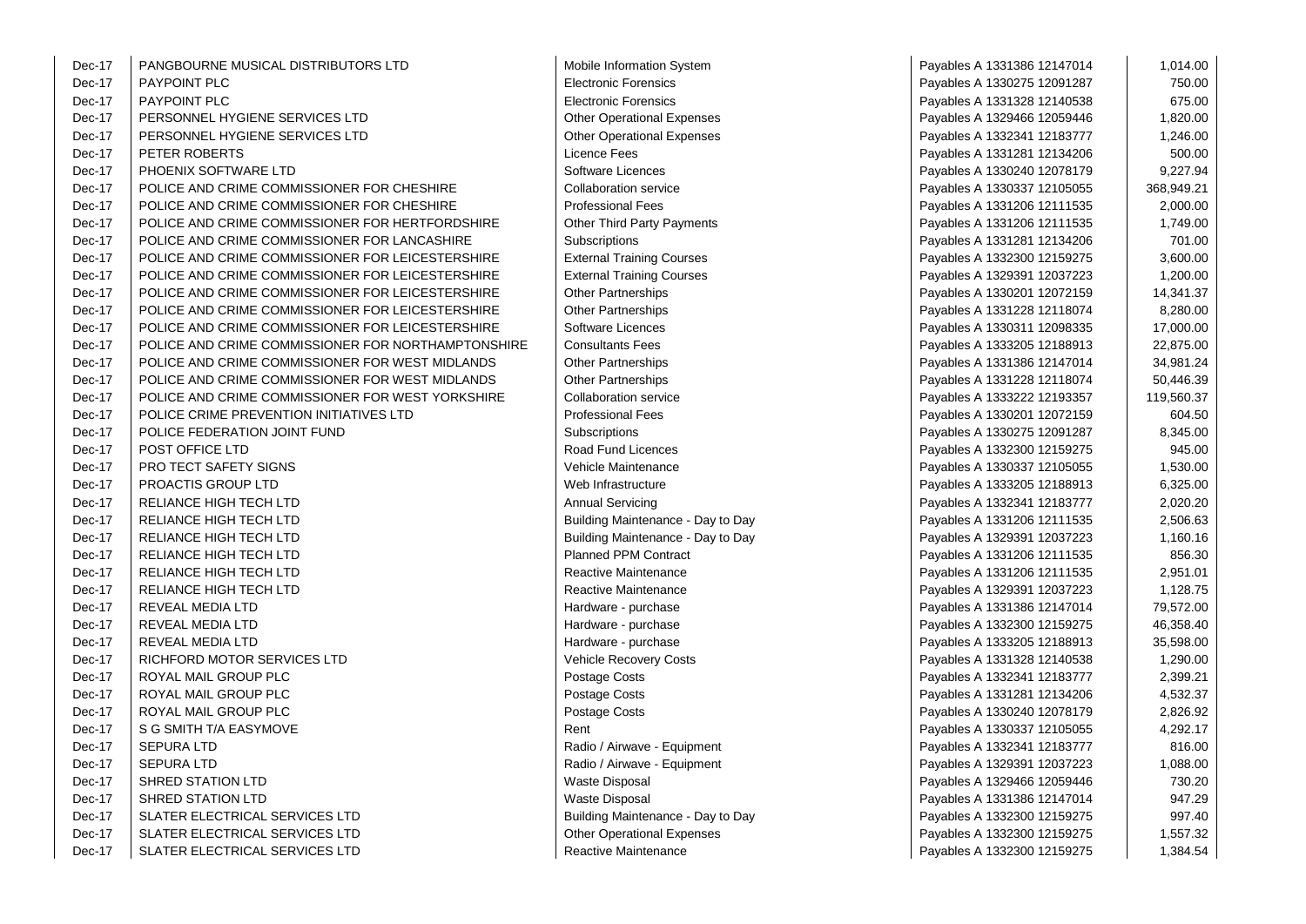| | | | | |
|---|---|---|---|---|
| Dec-17 | PANGBOURNE MUSICAL DISTRIBUTORS LTD | Mobile Information System | Payables A 1331386 12147014 | 1,014.00 |
| Dec-17 | PAYPOINT PLC | Electronic Forensics | Payables A 1330275 12091287 | 750.00 |
| Dec-17 | PAYPOINT PLC | Electronic Forensics | Payables A 1331328 12140538 | 675.00 |
| Dec-17 | PERSONNEL HYGIENE SERVICES LTD | Other Operational Expenses | Payables A 1329466 12059446 | 1,820.00 |
| Dec-17 | PERSONNEL HYGIENE SERVICES LTD | Other Operational Expenses | Payables A 1332341 12183777 | 1,246.00 |
| Dec-17 | PETER ROBERTS | Licence Fees | Payables A 1331281 12134206 | 500.00 |
| Dec-17 | PHOENIX SOFTWARE LTD | Software Licences | Payables A 1330240 12078179 | 9,227.94 |
| Dec-17 | POLICE AND CRIME COMMISSIONER FOR CHESHIRE | Collaboration service | Payables A 1330337 12105055 | 368,949.21 |
| Dec-17 | POLICE AND CRIME COMMISSIONER FOR CHESHIRE | Professional Fees | Payables A 1331206 12111535 | 2,000.00 |
| Dec-17 | POLICE AND CRIME COMMISSIONER FOR HERTFORDSHIRE | Other Third Party Payments | Payables A 1331206 12111535 | 1,749.00 |
| Dec-17 | POLICE AND CRIME COMMISSIONER FOR LANCASHIRE | Subscriptions | Payables A 1331281 12134206 | 701.00 |
| Dec-17 | POLICE AND CRIME COMMISSIONER FOR LEICESTERSHIRE | External Training Courses | Payables A 1332300 12159275 | 3,600.00 |
| Dec-17 | POLICE AND CRIME COMMISSIONER FOR LEICESTERSHIRE | External Training Courses | Payables A 1329391 12037223 | 1,200.00 |
| Dec-17 | POLICE AND CRIME COMMISSIONER FOR LEICESTERSHIRE | Other Partnerships | Payables A 1330201 12072159 | 14,341.37 |
| Dec-17 | POLICE AND CRIME COMMISSIONER FOR LEICESTERSHIRE | Other Partnerships | Payables A 1331228 12118074 | 8,280.00 |
| Dec-17 | POLICE AND CRIME COMMISSIONER FOR LEICESTERSHIRE | Software Licences | Payables A 1330311 12098335 | 17,000.00 |
| Dec-17 | POLICE AND CRIME COMMISSIONER FOR NORTHAMPTONSHIRE | Consultants Fees | Payables A 1333205 12188913 | 22,875.00 |
| Dec-17 | POLICE AND CRIME COMMISSIONER FOR WEST MIDLANDS | Other Partnerships | Payables A 1331386 12147014 | 34,981.24 |
| Dec-17 | POLICE AND CRIME COMMISSIONER FOR WEST MIDLANDS | Other Partnerships | Payables A 1331228 12118074 | 50,446.39 |
| Dec-17 | POLICE AND CRIME COMMISSIONER FOR WEST YORKSHIRE | Collaboration service | Payables A 1333222 12193357 | 119,560.37 |
| Dec-17 | POLICE CRIME PREVENTION INITIATIVES LTD | Professional Fees | Payables A 1330201 12072159 | 604.50 |
| Dec-17 | POLICE FEDERATION JOINT FUND | Subscriptions | Payables A 1330275 12091287 | 8,345.00 |
| Dec-17 | POST OFFICE LTD | Road Fund Licences | Payables A 1332300 12159275 | 945.00 |
| Dec-17 | PRO TECT SAFETY SIGNS | Vehicle Maintenance | Payables A 1330337 12105055 | 1,530.00 |
| Dec-17 | PROACTIS GROUP LTD | Web Infrastructure | Payables A 1333205 12188913 | 6,325.00 |
| Dec-17 | RELIANCE HIGH TECH LTD | Annual Servicing | Payables A 1332341 12183777 | 2,020.20 |
| Dec-17 | RELIANCE HIGH TECH LTD | Building Maintenance - Day to Day | Payables A 1331206 12111535 | 2,506.63 |
| Dec-17 | RELIANCE HIGH TECH LTD | Building Maintenance - Day to Day | Payables A 1329391 12037223 | 1,160.16 |
| Dec-17 | RELIANCE HIGH TECH LTD | Planned PPM Contract | Payables A 1331206 12111535 | 856.30 |
| Dec-17 | RELIANCE HIGH TECH LTD | Reactive Maintenance | Payables A 1331206 12111535 | 2,951.01 |
| Dec-17 | RELIANCE HIGH TECH LTD | Reactive Maintenance | Payables A 1329391 12037223 | 1,128.75 |
| Dec-17 | REVEAL MEDIA LTD | Hardware - purchase | Payables A 1331386 12147014 | 79,572.00 |
| Dec-17 | REVEAL MEDIA LTD | Hardware - purchase | Payables A 1332300 12159275 | 46,358.40 |
| Dec-17 | REVEAL MEDIA LTD | Hardware - purchase | Payables A 1333205 12188913 | 35,598.00 |
| Dec-17 | RICHFORD MOTOR SERVICES LTD | Vehicle Recovery Costs | Payables A 1331328 12140538 | 1,290.00 |
| Dec-17 | ROYAL MAIL GROUP PLC | Postage Costs | Payables A 1332341 12183777 | 2,399.21 |
| Dec-17 | ROYAL MAIL GROUP PLC | Postage Costs | Payables A 1331281 12134206 | 4,532.37 |
| Dec-17 | ROYAL MAIL GROUP PLC | Postage Costs | Payables A 1330240 12078179 | 2,826.92 |
| Dec-17 | S G SMITH T/A EASYMOVE | Rent | Payables A 1330337 12105055 | 4,292.17 |
| Dec-17 | SEPURA LTD | Radio / Airwave - Equipment | Payables A 1332341 12183777 | 816.00 |
| Dec-17 | SEPURA LTD | Radio / Airwave - Equipment | Payables A 1329391 12037223 | 1,088.00 |
| Dec-17 | SHRED STATION LTD | Waste Disposal | Payables A 1329466 12059446 | 730.20 |
| Dec-17 | SHRED STATION LTD | Waste Disposal | Payables A 1331386 12147014 | 947.29 |
| Dec-17 | SLATER ELECTRICAL SERVICES LTD | Building Maintenance - Day to Day | Payables A 1332300 12159275 | 997.40 |
| Dec-17 | SLATER ELECTRICAL SERVICES LTD | Other Operational Expenses | Payables A 1332300 12159275 | 1,557.32 |
| Dec-17 | SLATER ELECTRICAL SERVICES LTD | Reactive Maintenance | Payables A 1332300 12159275 | 1,384.54 |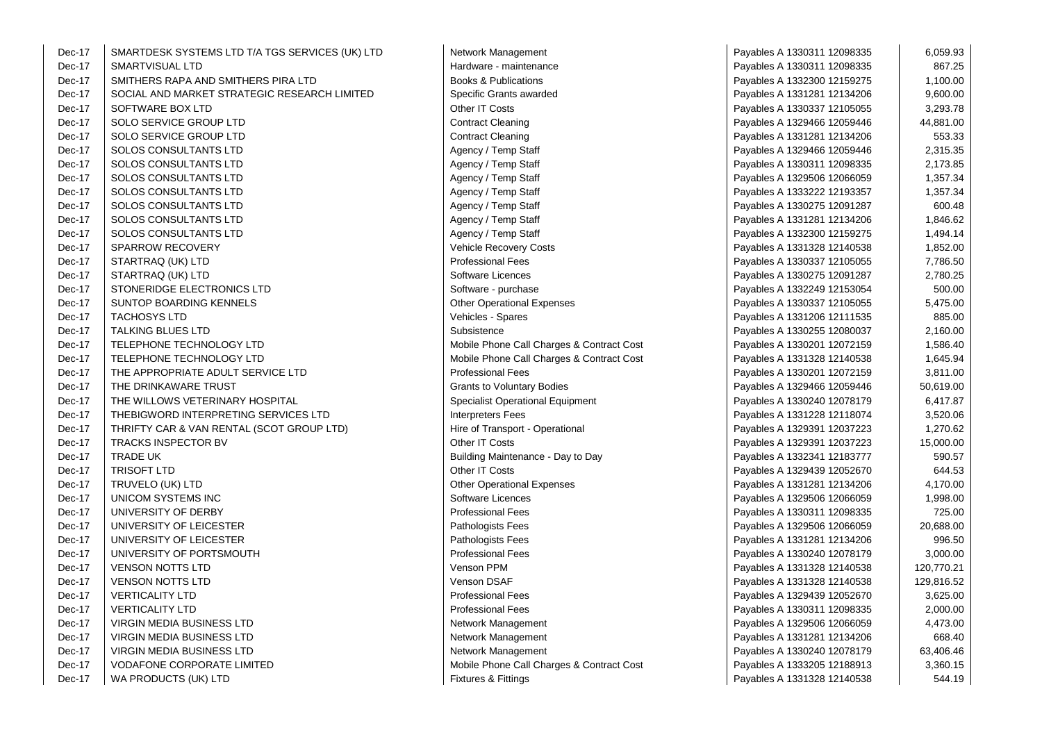| Dec-17 | SMARTDESK SYSTEMS LTD T/A TGS SERVICES (UK) LTD | Network Management | Payables A 1330311 12098335 | 6,059.93 |
|---|---|---|---|---|
| Dec-17 | SMARTVISUAL LTD | Hardware - maintenance | Payables A 1330311 12098335 | 867.25 |
| Dec-17 | SMITHERS RAPA AND SMITHERS PIRA LTD | Books & Publications | Payables A 1332300 12159275 | 1,100.00 |
| Dec-17 | SOCIAL AND MARKET STRATEGIC RESEARCH LIMITED | Specific Grants awarded | Payables A 1331281 12134206 | 9,600.00 |
| Dec-17 | SOFTWARE BOX LTD | Other IT Costs | Payables A 1330337 12105055 | 3,293.78 |
| Dec-17 | SOLO SERVICE GROUP LTD | Contract Cleaning | Payables A 1329466 12059446 | 44,881.00 |
| Dec-17 | SOLO SERVICE GROUP LTD | Contract Cleaning | Payables A 1331281 12134206 | 553.33 |
| Dec-17 | SOLOS CONSULTANTS LTD | Agency / Temp Staff | Payables A 1329466 12059446 | 2,315.35 |
| Dec-17 | SOLOS CONSULTANTS LTD | Agency / Temp Staff | Payables A 1330311 12098335 | 2,173.85 |
| Dec-17 | SOLOS CONSULTANTS LTD | Agency / Temp Staff | Payables A 1329506 12066059 | 1,357.34 |
| Dec-17 | SOLOS CONSULTANTS LTD | Agency / Temp Staff | Payables A 1333222 12193357 | 1,357.34 |
| Dec-17 | SOLOS CONSULTANTS LTD | Agency / Temp Staff | Payables A 1330275 12091287 | 600.48 |
| Dec-17 | SOLOS CONSULTANTS LTD | Agency / Temp Staff | Payables A 1331281 12134206 | 1,846.62 |
| Dec-17 | SOLOS CONSULTANTS LTD | Agency / Temp Staff | Payables A 1332300 12159275 | 1,494.14 |
| Dec-17 | SPARROW RECOVERY | Vehicle Recovery Costs | Payables A 1331328 12140538 | 1,852.00 |
| Dec-17 | STARTRAQ (UK) LTD | Professional Fees | Payables A 1330337 12105055 | 7,786.50 |
| Dec-17 | STARTRAQ (UK) LTD | Software Licences | Payables A 1330275 12091287 | 2,780.25 |
| Dec-17 | STONERIDGE ELECTRONICS LTD | Software - purchase | Payables A 1332249 12153054 | 500.00 |
| Dec-17 | SUNTOP BOARDING KENNELS | Other Operational Expenses | Payables A 1330337 12105055 | 5,475.00 |
| Dec-17 | TACHOSYS LTD | Vehicles - Spares | Payables A 1331206 12111535 | 885.00 |
| Dec-17 | TALKING BLUES LTD | Subsistence | Payables A 1330255 12080037 | 2,160.00 |
| Dec-17 | TELEPHONE TECHNOLOGY LTD | Mobile Phone Call Charges & Contract Cost | Payables A 1330201 12072159 | 1,586.40 |
| Dec-17 | TELEPHONE TECHNOLOGY LTD | Mobile Phone Call Charges & Contract Cost | Payables A 1331328 12140538 | 1,645.94 |
| Dec-17 | THE APPROPRIATE ADULT SERVICE LTD | Professional Fees | Payables A 1330201 12072159 | 3,811.00 |
| Dec-17 | THE DRINKAWARE TRUST | Grants to Voluntary Bodies | Payables A 1329466 12059446 | 50,619.00 |
| Dec-17 | THE WILLOWS VETERINARY HOSPITAL | Specialist Operational Equipment | Payables A 1330240 12078179 | 6,417.87 |
| Dec-17 | THEBIGWORD INTERPRETING SERVICES LTD | Interpreters Fees | Payables A 1331228 12118074 | 3,520.06 |
| Dec-17 | THRIFTY CAR & VAN RENTAL (SCOT GROUP LTD) | Hire of Transport - Operational | Payables A 1329391 12037223 | 1,270.62 |
| Dec-17 | TRACKS INSPECTOR BV | Other IT Costs | Payables A 1329391 12037223 | 15,000.00 |
| Dec-17 | TRADE UK | Building Maintenance - Day to Day | Payables A 1332341 12183777 | 590.57 |
| Dec-17 | TRISOFT LTD | Other IT Costs | Payables A 1329439 12052670 | 644.53 |
| Dec-17 | TRUVELO (UK) LTD | Other Operational Expenses | Payables A 1331281 12134206 | 4,170.00 |
| Dec-17 | UNICOM SYSTEMS INC | Software Licences | Payables A 1329506 12066059 | 1,998.00 |
| Dec-17 | UNIVERSITY OF DERBY | Professional Fees | Payables A 1330311 12098335 | 725.00 |
| Dec-17 | UNIVERSITY OF LEICESTER | Pathologists Fees | Payables A 1329506 12066059 | 20,688.00 |
| Dec-17 | UNIVERSITY OF LEICESTER | Pathologists Fees | Payables A 1331281 12134206 | 996.50 |
| Dec-17 | UNIVERSITY OF PORTSMOUTH | Professional Fees | Payables A 1330240 12078179 | 3,000.00 |
| Dec-17 | VENSON NOTTS LTD | Venson PPM | Payables A 1331328 12140538 | 120,770.21 |
| Dec-17 | VENSON NOTTS LTD | Venson DSAF | Payables A 1331328 12140538 | 129,816.52 |
| Dec-17 | VERTICALITY LTD | Professional Fees | Payables A 1329439 12052670 | 3,625.00 |
| Dec-17 | VERTICALITY LTD | Professional Fees | Payables A 1330311 12098335 | 2,000.00 |
| Dec-17 | VIRGIN MEDIA BUSINESS LTD | Network Management | Payables A 1329506 12066059 | 4,473.00 |
| Dec-17 | VIRGIN MEDIA BUSINESS LTD | Network Management | Payables A 1331281 12134206 | 668.40 |
| Dec-17 | VIRGIN MEDIA BUSINESS LTD | Network Management | Payables A 1330240 12078179 | 63,406.46 |
| Dec-17 | VODAFONE CORPORATE LIMITED | Mobile Phone Call Charges & Contract Cost | Payables A 1333205 12188913 | 3,360.15 |
| Dec-17 | WA PRODUCTS (UK) LTD | Fixtures & Fittings | Payables A 1331328 12140538 | 544.19 |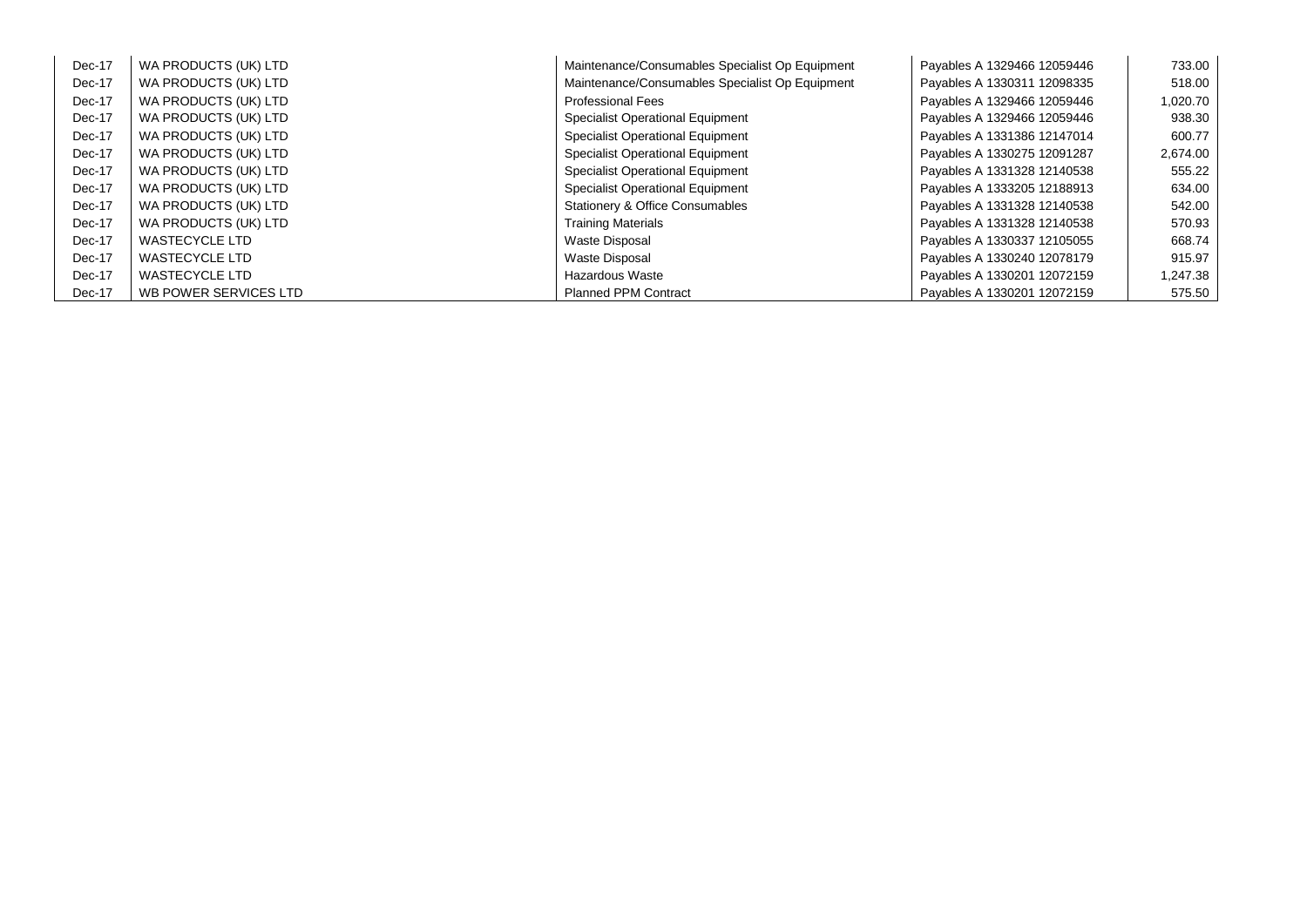| | | | | |
|---|---|---|---|---|
| Dec-17 | WA PRODUCTS (UK) LTD | Maintenance/Consumables Specialist Op Equipment | Payables A 1329466 12059446 | 733.00 |
| Dec-17 | WA PRODUCTS (UK) LTD | Maintenance/Consumables Specialist Op Equipment | Payables A 1330311 12098335 | 518.00 |
| Dec-17 | WA PRODUCTS (UK) LTD | Professional Fees | Payables A 1329466 12059446 | 1,020.70 |
| Dec-17 | WA PRODUCTS (UK) LTD | Specialist Operational Equipment | Payables A 1329466 12059446 | 938.30 |
| Dec-17 | WA PRODUCTS (UK) LTD | Specialist Operational Equipment | Payables A 1331386 12147014 | 600.77 |
| Dec-17 | WA PRODUCTS (UK) LTD | Specialist Operational Equipment | Payables A 1330275 12091287 | 2,674.00 |
| Dec-17 | WA PRODUCTS (UK) LTD | Specialist Operational Equipment | Payables A 1331328 12140538 | 555.22 |
| Dec-17 | WA PRODUCTS (UK) LTD | Specialist Operational Equipment | Payables A 1333205 12188913 | 634.00 |
| Dec-17 | WA PRODUCTS (UK) LTD | Stationery & Office Consumables | Payables A 1331328 12140538 | 542.00 |
| Dec-17 | WA PRODUCTS (UK) LTD | Training Materials | Payables A 1331328 12140538 | 570.93 |
| Dec-17 | WASTECYCLE LTD | Waste Disposal | Payables A 1330337 12105055 | 668.74 |
| Dec-17 | WASTECYCLE LTD | Waste Disposal | Payables A 1330240 12078179 | 915.97 |
| Dec-17 | WASTECYCLE LTD | Hazardous Waste | Payables A 1330201 12072159 | 1,247.38 |
| Dec-17 | WB POWER SERVICES LTD | Planned PPM Contract | Payables A 1330201 12072159 | 575.50 |